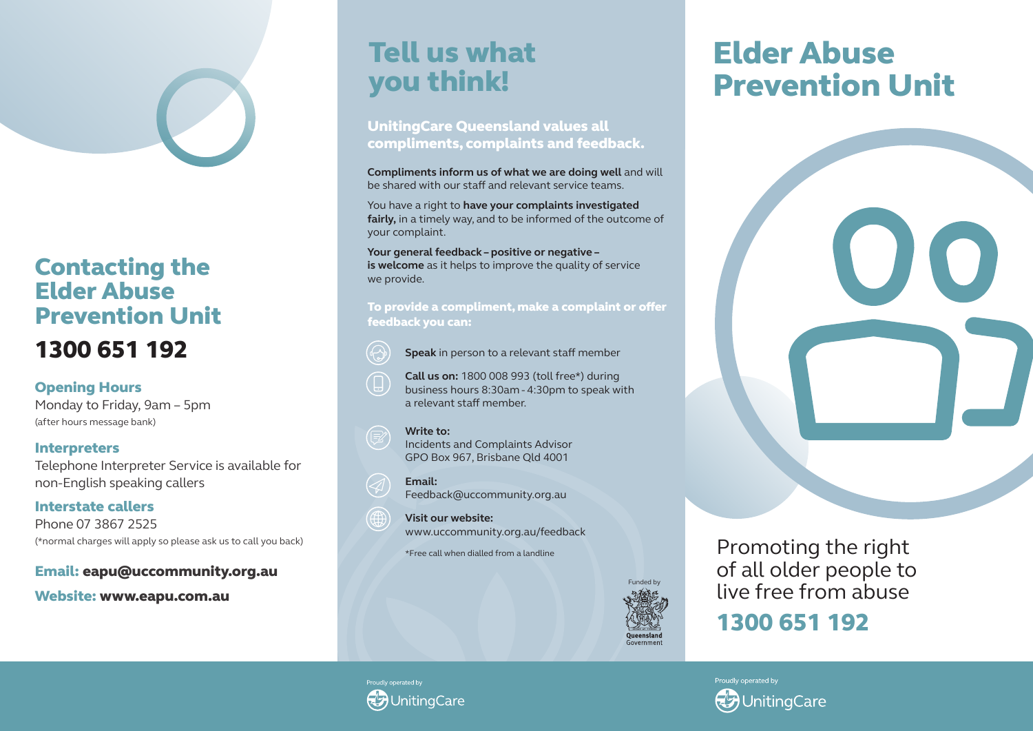## Contacting the Elder Abuse Prevention Unit

## 1300 651 192

### Opening Hours

Monday to Friday, 9am – 5pm
(after hours message bank)

### Interpreters

Telephone Interpreter Service is available for non-English speaking callers

### Interstate callers

Phone 07 3867 2525
(*normal charges will apply so please ask us to call you back)

**Email: eapu@uccommunity.org.au**

**Website: www.eapu.com.au**

# Tell us what you think!

### UnitingCare Queensland values all compliments, complaints and feedback.

**Compliments inform us of what we are doing well** and will be shared with our staff and relevant service teams.

You have a right to **have your complaints investigated fairly,** in a timely way, and to be informed of the outcome of your complaint.

**Your general feedback – positive or negative – is welcome** as it helps to improve the quality of service we provide.

**To provide a compliment, make a complaint or offer feedback you can:**

- **Speak** in person to a relevant staff member
- **Call us on:** 1800 008 993 (toll free*) during business hours 8:30am - 4:30pm to speak with a relevant staff member.
- **Write to:**
  Incidents and Complaints Advisor
  GPO Box 967, Brisbane Qld 4001
- **Email:**
  Feedback@uccommunity.org.au
- **Visit our website:**
  www.uccommunity.org.au/feedback

*Free call when dialled from a landline

Funded by Queensland Government

Proudly operated by UnitingCare

# Elder Abuse Prevention Unit

Promoting the right of all older people to live free from abuse

## 1300 651 192

Proudly operated by UnitingCare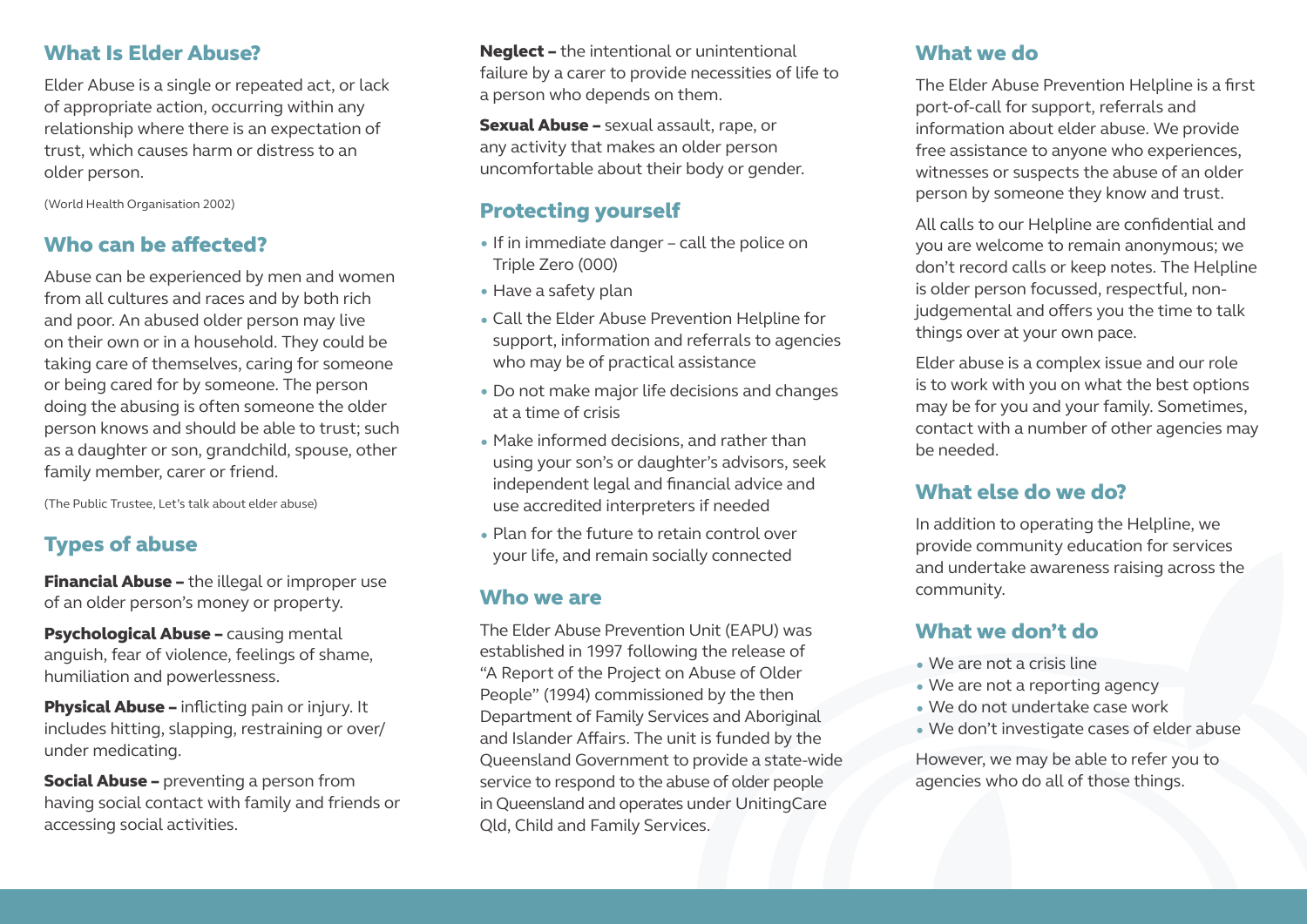## What Is Elder Abuse?

Elder Abuse is a single or repeated act, or lack of appropriate action, occurring within any relationship where there is an expectation of trust, which causes harm or distress to an older person.

(World Health Organisation 2002)

## Who can be affected?

Abuse can be experienced by men and women from all cultures and races and by both rich and poor. An abused older person may live on their own or in a household. They could be taking care of themselves, caring for someone or being cared for by someone. The person doing the abusing is often someone the older person knows and should be able to trust; such as a daughter or son, grandchild, spouse, other family member, carer or friend.

(The Public Trustee, Let's talk about elder abuse)

## Types of abuse

**Financial Abuse –** the illegal or improper use of an older person's money or property.

**Psychological Abuse –** causing mental anguish, fear of violence, feelings of shame, humiliation and powerlessness.

**Physical Abuse –** inflicting pain or injury. It includes hitting, slapping, restraining or over/under medicating.

**Social Abuse –** preventing a person from having social contact with family and friends or accessing social activities.

**Neglect –** the intentional or unintentional failure by a carer to provide necessities of life to a person who depends on them.

**Sexual Abuse –** sexual assault, rape, or any activity that makes an older person uncomfortable about their body or gender.

## Protecting yourself

- If in immediate danger – call the police on Triple Zero (000)
- Have a safety plan
- Call the Elder Abuse Prevention Helpline for support, information and referrals to agencies who may be of practical assistance
- Do not make major life decisions and changes at a time of crisis
- Make informed decisions, and rather than using your son's or daughter's advisors, seek independent legal and financial advice and use accredited interpreters if needed
- Plan for the future to retain control over your life, and remain socially connected

## Who we are

The Elder Abuse Prevention Unit (EAPU) was established in 1997 following the release of "A Report of the Project on Abuse of Older People" (1994) commissioned by the then Department of Family Services and Aboriginal and Islander Affairs. The unit is funded by the Queensland Government to provide a state-wide service to respond to the abuse of older people in Queensland and operates under UnitingCare Qld, Child and Family Services.

## What we do

The Elder Abuse Prevention Helpline is a first port-of-call for support, referrals and information about elder abuse. We provide free assistance to anyone who experiences, witnesses or suspects the abuse of an older person by someone they know and trust.

All calls to our Helpline are confidential and you are welcome to remain anonymous; we don't record calls or keep notes. The Helpline is older person focussed, respectful, non-judgemental and offers you the time to talk things over at your own pace.

Elder abuse is a complex issue and our role is to work with you on what the best options may be for you and your family. Sometimes, contact with a number of other agencies may be needed.

## What else do we do?

In addition to operating the Helpline, we provide community education for services and undertake awareness raising across the community.

## What we don't do

- We are not a crisis line
- We are not a reporting agency
- We do not undertake case work
- We don't investigate cases of elder abuse

However, we may be able to refer you to agencies who do all of those things.